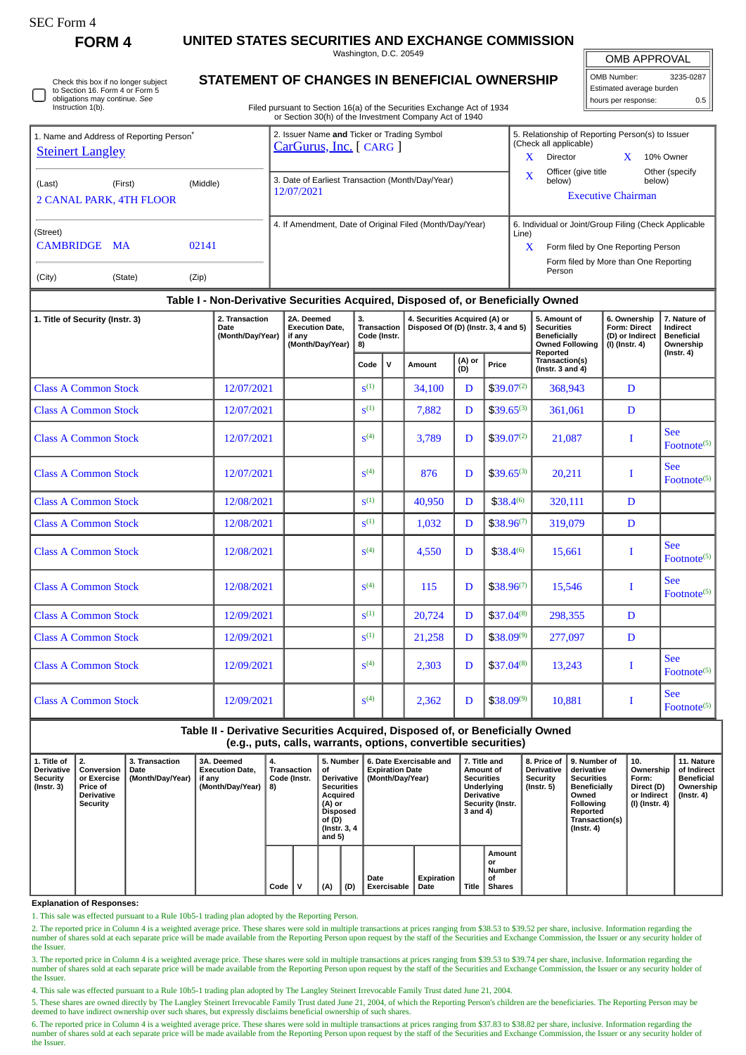SEC Form 4

**FORM 4**

# UNITED STATES SECURITIES AND EXCHANGE COMMISSION

Washington, D.C. 20549

## STATEMENT OF CHANGES IN BENEFICIAL OWNERSHIP

Filed pursuant to Section 16(a) of the Securities Exchange Act of 1934 or Section 30(h) of the Investment Company Act of 1940

| OMB APPROVAL | |
|---|---|
| OMB Number: | 3235-0287 |
| Estimated average burden | |
| hours per response: | 0.5 |

☐ Check this box if no longer subject to Section 16. Form 4 or Form 5 obligations may continue. *See* Instruction 1(b).

| 1. Name and Address of Reporting Person* | 2. Issuer Name **and** Ticker or Trading Symbol | 5. Relationship of Reporting Person(s) to Issuer (Check all applicable) |
|---|---|---|
| Steinert Langley | CarGurus, Inc. [ CARG ] | X Director; X 10% Owner; X Officer (give title below); Other (specify below) |
| (Last) (First) (Middle) 2 CANAL PARK, 4TH FLOOR | 3. Date of Earliest Transaction (Month/Day/Year) 12/07/2021 | Executive Chairman |
| (Street) CAMBRIDGE MA 02141 | 4. If Amendment, Date of Original Filed (Month/Day/Year) | 6. Individual or Joint/Group Filing (Check Applicable Line) X Form filed by One Reporting Person; Form filed by More than One Reporting Person |
| (City) (State) (Zip) | | |

### Table I - Non-Derivative Securities Acquired, Disposed of, or Beneficially Owned

| 1. Title of Security (Instr. 3) | 2. Transaction Date (Month/Day/Year) | 2A. Deemed Execution Date, if any (Month/Day/Year) | 3. Transaction Code (Instr. 8) | | 4. Securities Acquired (A) or Disposed Of (D) (Instr. 3, 4 and 5) | | | 5. Amount of Securities Beneficially Owned Following Reported Transaction(s) (Instr. 3 and 4) | 6. Ownership Form: Direct (D) or Indirect (I) (Instr. 4) | 7. Nature of Indirect Beneficial Ownership (Instr. 4) |
|---|---|---|---|---|---|---|---|---|---|---|
| | | | Code | V | Amount | (A) or (D) | Price | | | |
| Class A Common Stock | 12/07/2021 | | S[1] | | 34,100 | D | $39.07[2] | 368,943 | D | |
| Class A Common Stock | 12/07/2021 | | S[1] | | 7,882 | D | $39.65[3] | 361,061 | D | |
| Class A Common Stock | 12/07/2021 | | S[4] | | 3,789 | D | $39.07[2] | 21,087 | I | See Footnote[5] |
| Class A Common Stock | 12/07/2021 | | S[4] | | 876 | D | $39.65[3] | 20,211 | I | See Footnote[5] |
| Class A Common Stock | 12/08/2021 | | S[1] | | 40,950 | D | $38.4[6] | 320,111 | D | |
| Class A Common Stock | 12/08/2021 | | S[1] | | 1,032 | D | $38.96[7] | 319,079 | D | |
| Class A Common Stock | 12/08/2021 | | S[4] | | 4,550 | D | $38.4[6] | 15,661 | I | See Footnote[5] |
| Class A Common Stock | 12/08/2021 | | S[4] | | 115 | D | $38.96[7] | 15,546 | I | See Footnote[5] |
| Class A Common Stock | 12/09/2021 | | S[1] | | 20,724 | D | $37.04[8] | 298,355 | D | |
| Class A Common Stock | 12/09/2021 | | S[1] | | 21,258 | D | $38.09[9] | 277,097 | D | |
| Class A Common Stock | 12/09/2021 | | S[4] | | 2,303 | D | $37.04[8] | 13,243 | I | See Footnote[5] |
| Class A Common Stock | 12/09/2021 | | S[4] | | 2,362 | D | $38.09[9] | 10,881 | I | See Footnote[5] |

### Table II - Derivative Securities Acquired, Disposed of, or Beneficially Owned (e.g., puts, calls, warrants, options, convertible securities)

| 1. Title of Derivative Security (Instr. 3) | 2. Conversion or Exercise Price of Derivative Security | 3. Transaction Date (Month/Day/Year) | 3A. Deemed Execution Date, if any (Month/Day/Year) | 4. Transaction Code (Instr. 8) | | 5. Number of Derivative Securities Acquired (A) or Disposed of (D) (Instr. 3, 4 and 5) | | 6. Date Exercisable and Expiration Date (Month/Day/Year) | | 7. Title and Amount of Securities Underlying Derivative Security (Instr. 3 and 4) | | 8. Price of Derivative Security (Instr. 5) | 9. Number of derivative Securities Beneficially Owned Following Reported Transaction(s) (Instr. 4) | 10. Ownership Form: Direct (D) or Indirect (I) (Instr. 4) | 11. Nature of Indirect Beneficial Ownership (Instr. 4) |
|---|---|---|---|---|---|---|---|---|---|---|---|---|---|---|---|
| | | | | Code | V | (A) | (D) | Date Exercisable | Expiration Date | Title | Amount or Number of Shares | | | | |

**Explanation of Responses:**

1. This sale was effected pursuant to a Rule 10b5-1 trading plan adopted by the Reporting Person.

2. The reported price in Column 4 is a weighted average price. These shares were sold in multiple transactions at prices ranging from $38.53 to $39.52 per share, inclusive. Information regarding the number of shares sold at each separate price will be made available from the Reporting Person upon request by the staff of the Securities and Exchange Commission, the Issuer or any security holder of the Issuer.

3. The reported price in Column 4 is a weighted average price. These shares were sold in multiple transactions at prices ranging from $39.53 to $39.74 per share, inclusive. Information regarding the number of shares sold at each separate price will be made available from the Reporting Person upon request by the staff of the Securities and Exchange Commission, the Issuer or any security holder of the Issuer.

4. This sale was effected pursuant to a Rule 10b5-1 trading plan adopted by The Langley Steinert Irrevocable Family Trust dated June 21, 2004.

5. These shares are owned directly by The Langley Steinert Irrevocable Family Trust dated June 21, 2004, of which the Reporting Person's children are the beneficiaries. The Reporting Person may be deemed to have indirect ownership over such shares, but expressly disclaims beneficial ownership of such shares.

6. The reported price in Column 4 is a weighted average price. These shares were sold in multiple transactions at prices ranging from $37.83 to $38.82 per share, inclusive. Information regarding the number of shares sold at each separate price will be made available from the Reporting Person upon request by the staff of the Securities and Exchange Commission, the Issuer or any security holder of the Issuer.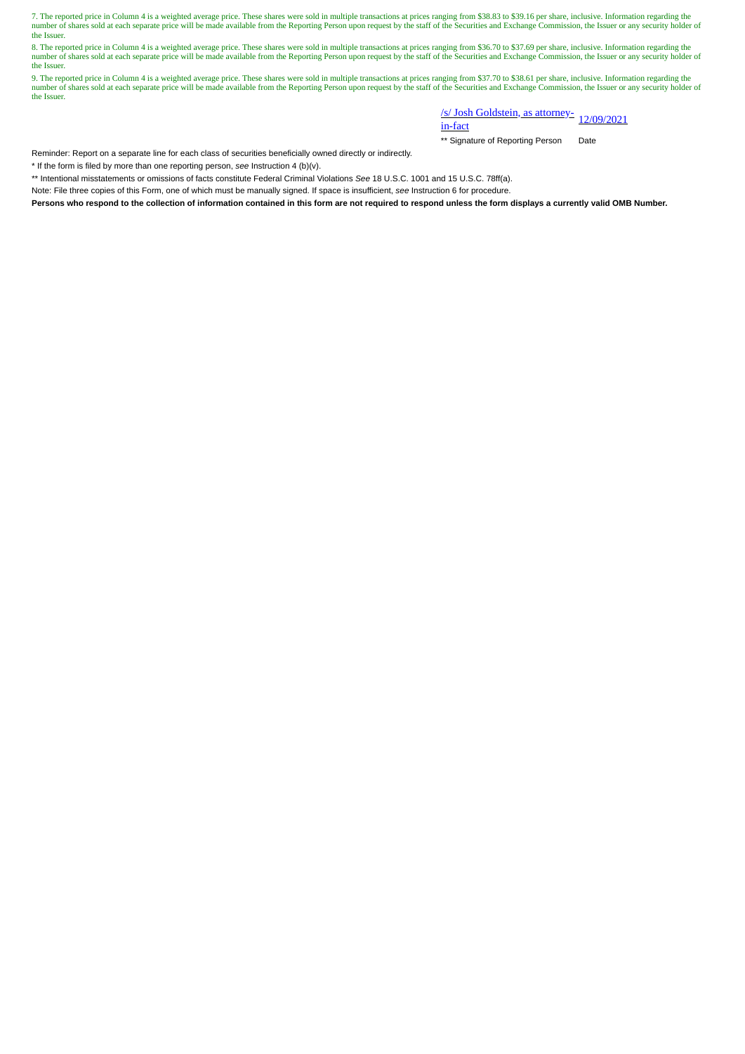7. The reported price in Column 4 is a weighted average price. These shares were sold in multiple transactions at prices ranging from $38.83 to $39.16 per share, inclusive. Information regarding the number of shares sold at each separate price will be made available from the Reporting Person upon request by the staff of the Securities and Exchange Commission, the Issuer or any security holder of the Issuer.

8. The reported price in Column 4 is a weighted average price. These shares were sold in multiple transactions at prices ranging from $36.70 to $37.69 per share, inclusive. Information regarding the number of shares sold at each separate price will be made available from the Reporting Person upon request by the staff of the Securities and Exchange Commission, the Issuer or any security holder of the Issuer.

9. The reported price in Column 4 is a weighted average price. These shares were sold in multiple transactions at prices ranging from $37.70 to $38.61 per share, inclusive. Information regarding the number of shares sold at each separate price will be made available from the Reporting Person upon request by the staff of the Securities and Exchange Commission, the Issuer or any security holder of the Issuer.

| | |
|---|---|
| /s/ Josh Goldstein, as attorney-in-fact | 12/09/2021 |
| ** Signature of Reporting Person | Date |

Reminder: Report on a separate line for each class of securities beneficially owned directly or indirectly.

* If the form is filed by more than one reporting person, *see* Instruction 4 (b)(v).

** Intentional misstatements or omissions of facts constitute Federal Criminal Violations *See* 18 U.S.C. 1001 and 15 U.S.C. 78ff(a).

Note: File three copies of this Form, one of which must be manually signed. If space is insufficient, *see* Instruction 6 for procedure.

**Persons who respond to the collection of information contained in this form are not required to respond unless the form displays a currently valid OMB Number.**